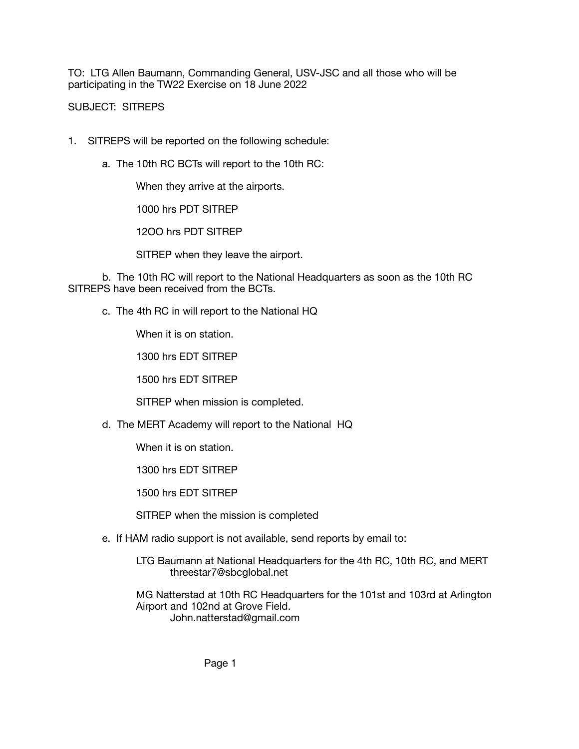TO: LTG Allen Baumann, Commanding General, USV-JSC and all those who will be participating in the TW22 Exercise on 18 June 2022

SUBJECT: SITREPS

1. SITREPS will be reported on the following schedule:

   a. The 10th RC BCTs will report to the 10th RC:

      When they arrive at the airports.

      1000 hrs PDT SITREP

      12OO hrs PDT SITREP

      SITREP when they leave the airport.

   b. The 10th RC will report to the National Headquarters as soon as the 10th RC SITREPS have been received from the BCTs.

   c. The 4th RC in will report to the National HQ

      When it is on station.

      1300 hrs EDT SITREP

      1500 hrs EDT SITREP

      SITREP when mission is completed.

   d. The MERT Academy will report to the National HQ

      When it is on station.

      1300 hrs EDT SITREP

      1500 hrs EDT SITREP

      SITREP when the mission is completed

   e. If HAM radio support is not available, send reports by email to:

      LTG Baumann at National Headquarters for the 4th RC, 10th RC, and MERT
      threestar7@sbcglobal.net

      MG Natterstad at 10th RC Headquarters for the 101st and 103rd at Arlington Airport and 102nd at Grove Field.
      John.natterstad@gmail.com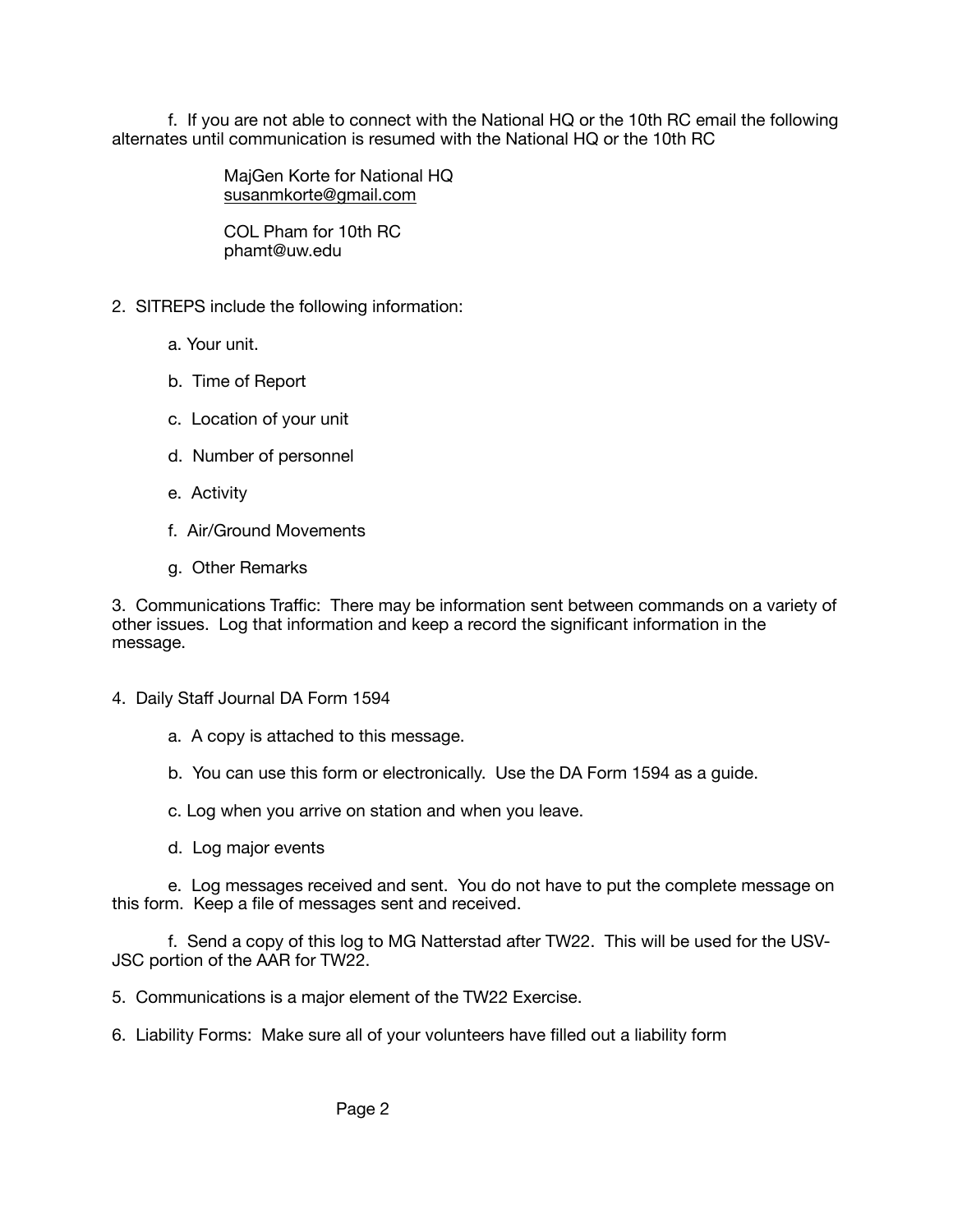f. If you are not able to connect with the National HQ or the 10th RC email the following alternates until communication is resumed with the National HQ or the 10th RC

MajGen Korte for National HQ
susanmkorte@gmail.com

COL Pham for 10th RC
phamt@uw.edu

2. SITREPS include the following information:

a. Your unit.

b. Time of Report

c. Location of your unit

d. Number of personnel

e. Activity

f. Air/Ground Movements

g. Other Remarks

3. Communications Traffic: There may be information sent between commands on a variety of other issues. Log that information and keep a record the significant information in the message.

4. Daily Staff Journal DA Form 1594

a. A copy is attached to this message.

b. You can use this form or electronically. Use the DA Form 1594 as a guide.

c. Log when you arrive on station and when you leave.

d. Log major events

e. Log messages received and sent. You do not have to put the complete message on this form. Keep a file of messages sent and received.

f. Send a copy of this log to MG Natterstad after TW22. This will be used for the USV-JSC portion of the AAR for TW22.

5. Communications is a major element of the TW22 Exercise.

6. Liability Forms: Make sure all of your volunteers have filled out a liability form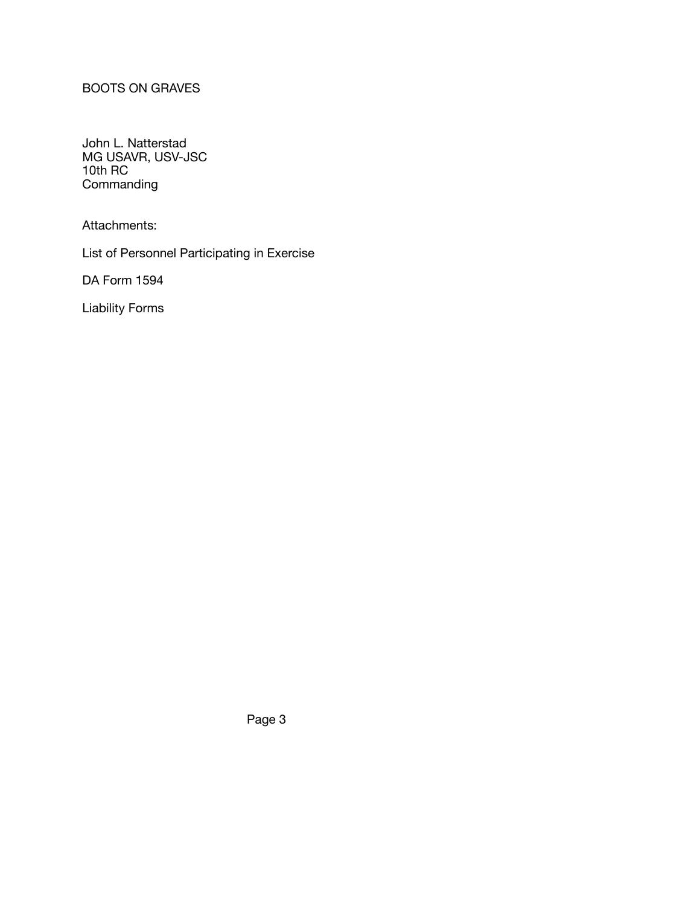BOOTS ON GRAVES

John L. Natterstad  
MG USAVR, USV-JSC  
10th RC  
Commanding

Attachments:

List of Personnel Participating in Exercise

DA Form 1594

Liability Forms